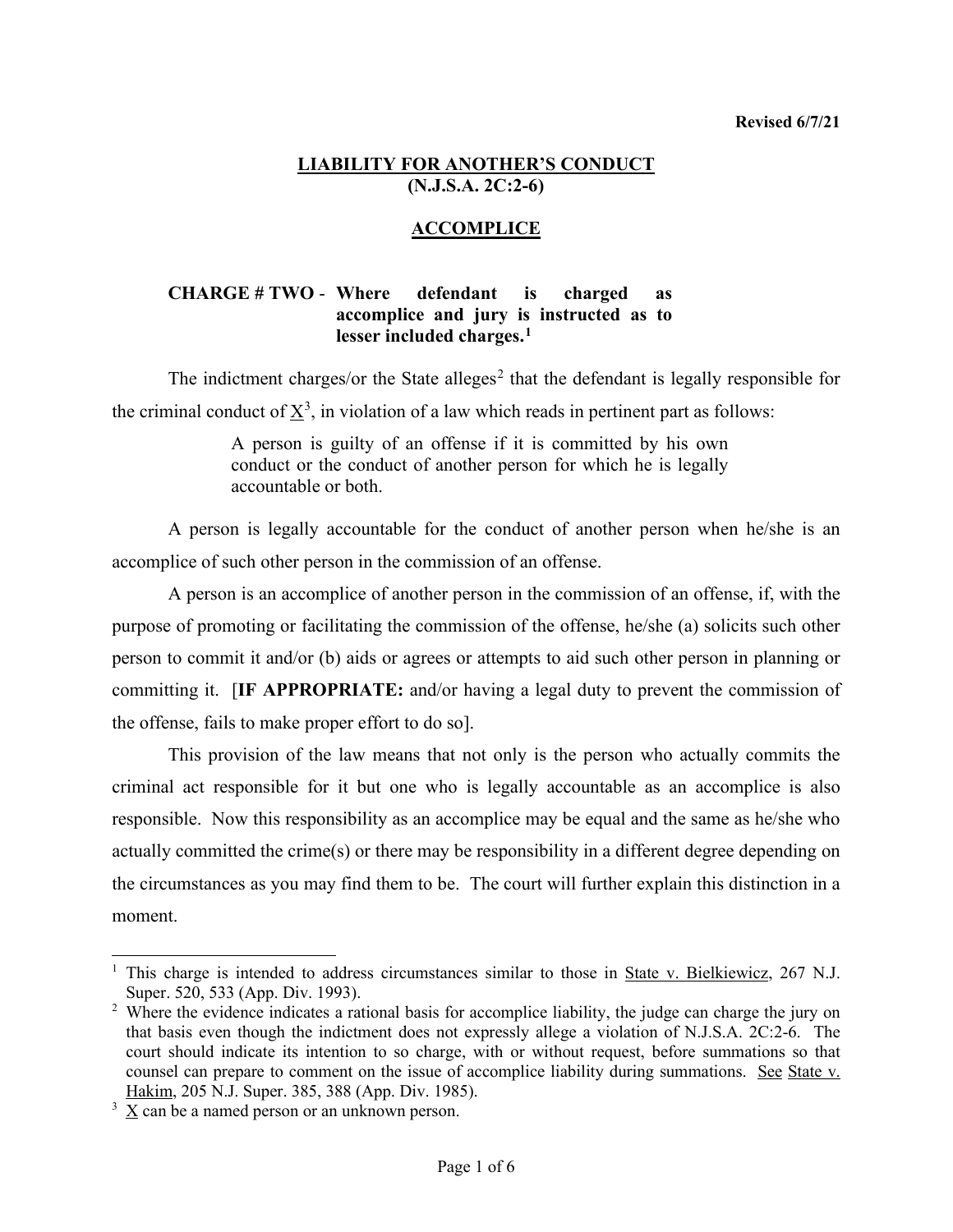**Revised 6/7/21**

# LIABILITY FOR ANOTHER'S CONDUCT (N.J.S.A. 2C:2-6)

## ACCOMPLICE

**CHARGE # TWO - Where defendant is charged as accomplice and jury is instructed as to lesser included charges.**[1]

The indictment charges/or the State alleges[2] that the defendant is legally responsible for the criminal conduct of X[3], in violation of a law which reads in pertinent part as follows:

> A person is guilty of an offense if it is committed by his own conduct or the conduct of another person for which he is legally accountable or both.

A person is legally accountable for the conduct of another person when he/she is an accomplice of such other person in the commission of an offense.

A person is an accomplice of another person in the commission of an offense, if, with the purpose of promoting or facilitating the commission of the offense, he/she (a) solicits such other person to commit it and/or (b) aids or agrees or attempts to aid such other person in planning or committing it. [**IF APPROPRIATE:** and/or having a legal duty to prevent the commission of the offense, fails to make proper effort to do so].

This provision of the law means that not only is the person who actually commits the criminal act responsible for it but one who is legally accountable as an accomplice is also responsible. Now this responsibility as an accomplice may be equal and the same as he/she who actually committed the crime(s) or there may be responsibility in a different degree depending on the circumstances as you may find them to be. The court will further explain this distinction in a moment.

---

[1] This charge is intended to address circumstances similar to those in State v. Bielkiewicz, 267 N.J. Super. 520, 533 (App. Div. 1993).

[2] Where the evidence indicates a rational basis for accomplice liability, the judge can charge the jury on that basis even though the indictment does not expressly allege a violation of N.J.S.A. 2C:2-6. The court should indicate its intention to so charge, with or without request, before summations so that counsel can prepare to comment on the issue of accomplice liability during summations. See State v. Hakim, 205 N.J. Super. 385, 388 (App. Div. 1985).

[3] X can be a named person or an unknown person.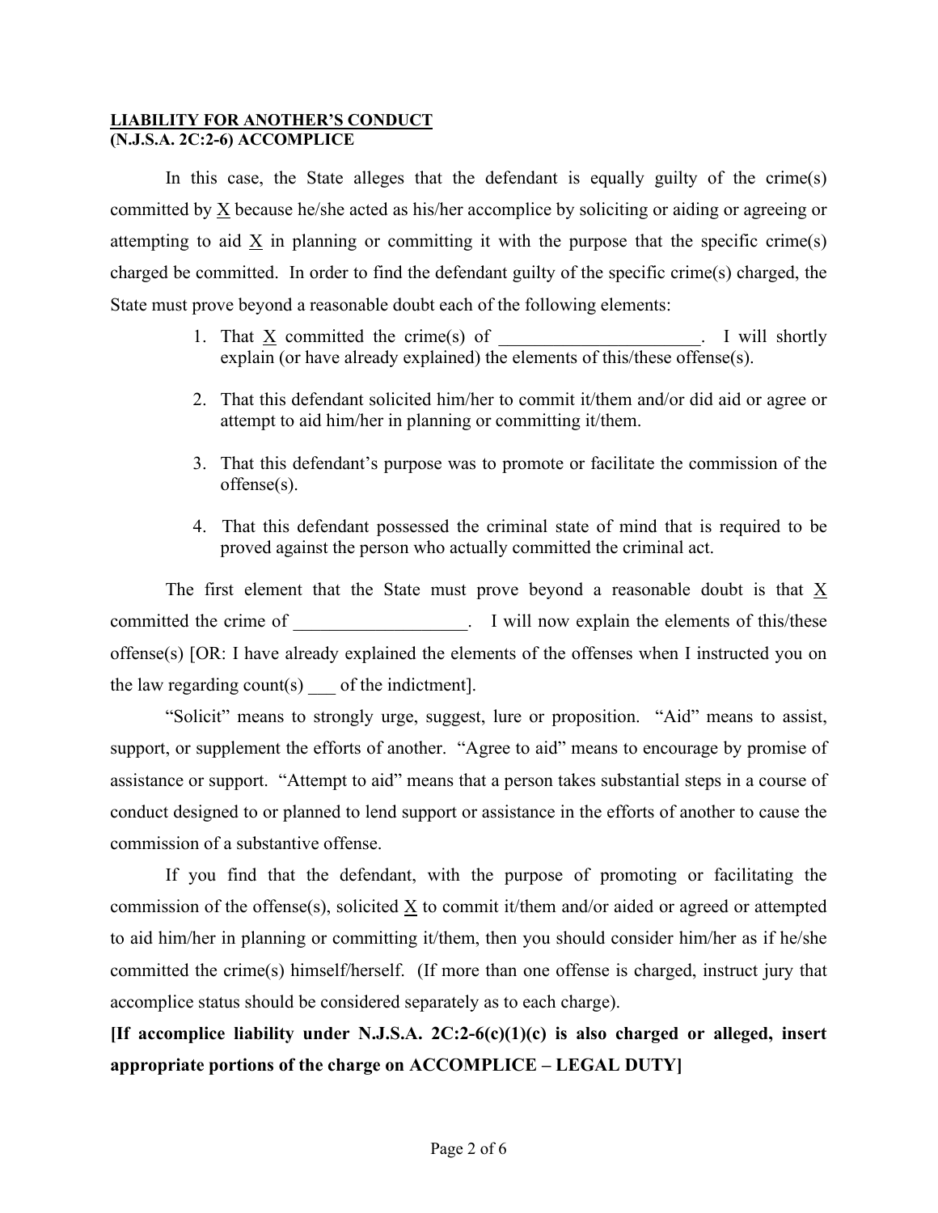**LIABILITY FOR ANOTHER'S CONDUCT**
**(N.J.S.A. 2C:2-6) ACCOMPLICE**

In this case, the State alleges that the defendant is equally guilty of the crime(s) committed by X because he/she acted as his/her accomplice by soliciting or aiding or agreeing or attempting to aid X in planning or committing it with the purpose that the specific crime(s) charged be committed. In order to find the defendant guilty of the specific crime(s) charged, the State must prove beyond a reasonable doubt each of the following elements:

1. That X committed the crime(s) of ______________________. I will shortly explain (or have already explained) the elements of this/these offense(s).

2. That this defendant solicited him/her to commit it/them and/or did aid or agree or attempt to aid him/her in planning or committing it/them.

3. That this defendant's purpose was to promote or facilitate the commission of the offense(s).

4. That this defendant possessed the criminal state of mind that is required to be proved against the person who actually committed the criminal act.

The first element that the State must prove beyond a reasonable doubt is that X committed the crime of ___________________. I will now explain the elements of this/these offense(s) [OR: I have already explained the elements of the offenses when I instructed you on the law regarding count(s) ___ of the indictment].

"Solicit" means to strongly urge, suggest, lure or proposition. "Aid" means to assist, support, or supplement the efforts of another. "Agree to aid" means to encourage by promise of assistance or support. "Attempt to aid" means that a person takes substantial steps in a course of conduct designed to or planned to lend support or assistance in the efforts of another to cause the commission of a substantive offense.

If you find that the defendant, with the purpose of promoting or facilitating the commission of the offense(s), solicited X to commit it/them and/or aided or agreed or attempted to aid him/her in planning or committing it/them, then you should consider him/her as if he/she committed the crime(s) himself/herself. (If more than one offense is charged, instruct jury that accomplice status should be considered separately as to each charge).

**[If accomplice liability under N.J.S.A. 2C:2-6(c)(1)(c) is also charged or alleged, insert appropriate portions of the charge on ACCOMPLICE – LEGAL DUTY]**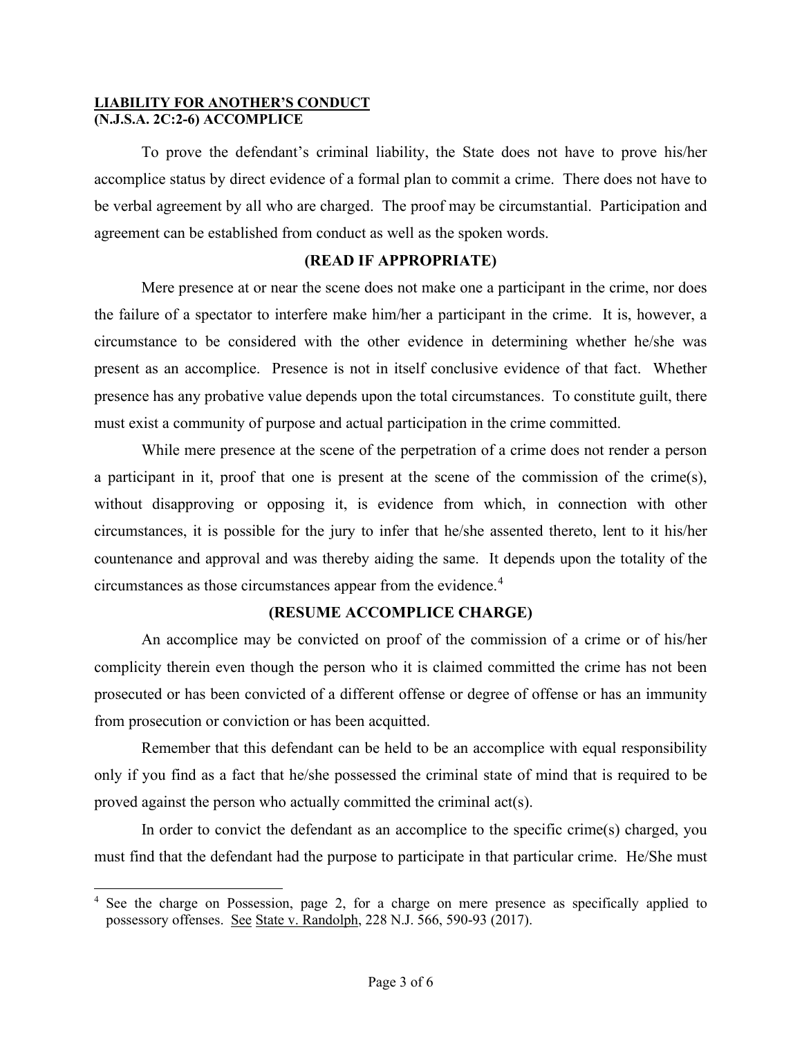**LIABILITY FOR ANOTHER'S CONDUCT**
**(N.J.S.A. 2C:2-6) ACCOMPLICE**

To prove the defendant's criminal liability, the State does not have to prove his/her accomplice status by direct evidence of a formal plan to commit a crime. There does not have to be verbal agreement by all who are charged. The proof may be circumstantial. Participation and agreement can be established from conduct as well as the spoken words.

**(READ IF APPROPRIATE)**

Mere presence at or near the scene does not make one a participant in the crime, nor does the failure of a spectator to interfere make him/her a participant in the crime. It is, however, a circumstance to be considered with the other evidence in determining whether he/she was present as an accomplice. Presence is not in itself conclusive evidence of that fact. Whether presence has any probative value depends upon the total circumstances. To constitute guilt, there must exist a community of purpose and actual participation in the crime committed.

While mere presence at the scene of the perpetration of a crime does not render a person a participant in it, proof that one is present at the scene of the commission of the crime(s), without disapproving or opposing it, is evidence from which, in connection with other circumstances, it is possible for the jury to infer that he/she assented thereto, lent to it his/her countenance and approval and was thereby aiding the same. It depends upon the totality of the circumstances as those circumstances appear from the evidence.[4]

**(RESUME ACCOMPLICE CHARGE)**

An accomplice may be convicted on proof of the commission of a crime or of his/her complicity therein even though the person who it is claimed committed the crime has not been prosecuted or has been convicted of a different offense or degree of offense or has an immunity from prosecution or conviction or has been acquitted.

Remember that this defendant can be held to be an accomplice with equal responsibility only if you find as a fact that he/she possessed the criminal state of mind that is required to be proved against the person who actually committed the criminal act(s).

In order to convict the defendant as an accomplice to the specific crime(s) charged, you must find that the defendant had the purpose to participate in that particular crime. He/She must

---

[4] See the charge on Possession, page 2, for a charge on mere presence as specifically applied to possessory offenses. See State v. Randolph, 228 N.J. 566, 590-93 (2017).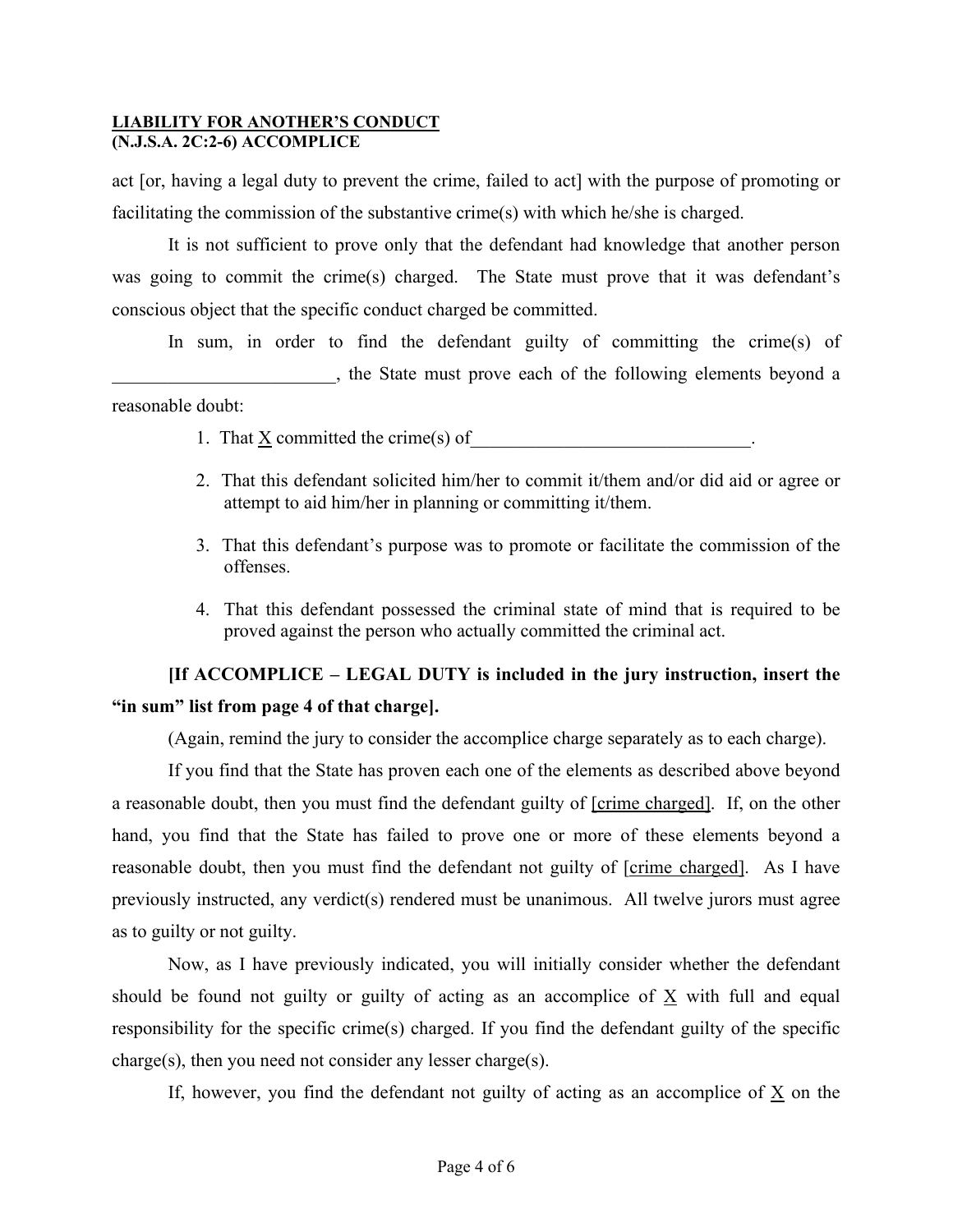act [or, having a legal duty to prevent the crime, failed to act] with the purpose of promoting or facilitating the commission of the substantive crime(s) with which he/she is charged.

It is not sufficient to prove only that the defendant had knowledge that another person was going to commit the crime(s) charged. The State must prove that it was defendant's conscious object that the specific conduct charged be committed.

In sum, in order to find the defendant guilty of committing the crime(s) of ________________________, the State must prove each of the following elements beyond a reasonable doubt:

1. That X committed the crime(s) of______________________________.
2. That this defendant solicited him/her to commit it/them and/or did aid or agree or attempt to aid him/her in planning or committing it/them.
3. That this defendant's purpose was to promote or facilitate the commission of the offenses.
4. That this defendant possessed the criminal state of mind that is required to be proved against the person who actually committed the criminal act.

**[If ACCOMPLICE – LEGAL DUTY is included in the jury instruction, insert the "in sum" list from page 4 of that charge].**

(Again, remind the jury to consider the accomplice charge separately as to each charge).

If you find that the State has proven each one of the elements as described above beyond a reasonable doubt, then you must find the defendant guilty of [crime charged]. If, on the other hand, you find that the State has failed to prove one or more of these elements beyond a reasonable doubt, then you must find the defendant not guilty of [crime charged]. As I have previously instructed, any verdict(s) rendered must be unanimous. All twelve jurors must agree as to guilty or not guilty.

Now, as I have previously indicated, you will initially consider whether the defendant should be found not guilty or guilty of acting as an accomplice of X with full and equal responsibility for the specific crime(s) charged. If you find the defendant guilty of the specific charge(s), then you need not consider any lesser charge(s).

If, however, you find the defendant not guilty of acting as an accomplice of X on the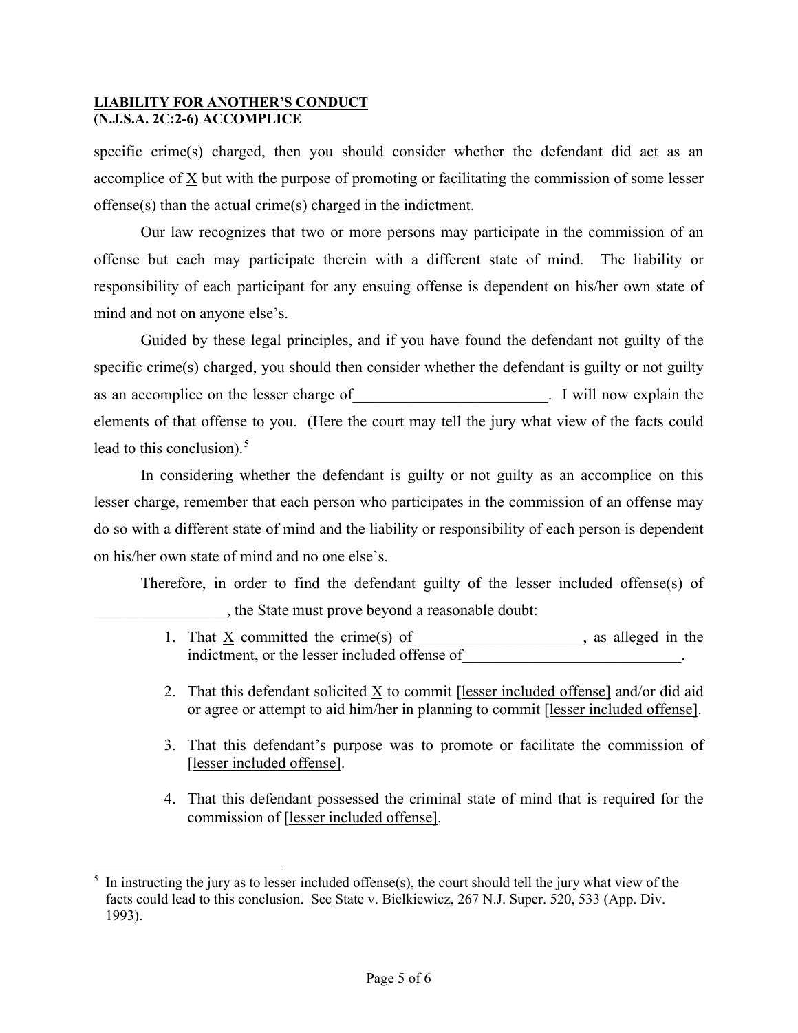specific crime(s) charged, then you should consider whether the defendant did act as an accomplice of X but with the purpose of promoting or facilitating the commission of some lesser offense(s) than the actual crime(s) charged in the indictment.

Our law recognizes that two or more persons may participate in the commission of an offense but each may participate therein with a different state of mind. The liability or responsibility of each participant for any ensuing offense is dependent on his/her own state of mind and not on anyone else's.

Guided by these legal principles, and if you have found the defendant not guilty of the specific crime(s) charged, you should then consider whether the defendant is guilty or not guilty as an accomplice on the lesser charge of_________________________. I will now explain the elements of that offense to you. (Here the court may tell the jury what view of the facts could lead to this conclusion).[5]

In considering whether the defendant is guilty or not guilty as an accomplice on this lesser charge, remember that each person who participates in the commission of an offense may do so with a different state of mind and the liability or responsibility of each person is dependent on his/her own state of mind and no one else's.

Therefore, in order to find the defendant guilty of the lesser included offense(s) of _________________, the State must prove beyond a reasonable doubt:

1. That X committed the crime(s) of ____________________, as alleged in the indictment, or the lesser included offense of___________________________.

2. That this defendant solicited X to commit [lesser included offense] and/or did aid or agree or attempt to aid him/her in planning to commit [lesser included offense].

3. That this defendant's purpose was to promote or facilitate the commission of [lesser included offense].

4. That this defendant possessed the criminal state of mind that is required for the commission of [lesser included offense].

---

[5] In instructing the jury as to lesser included offense(s), the court should tell the jury what view of the facts could lead to this conclusion. See State v. Bielkiewicz, 267 N.J. Super. 520, 533 (App. Div. 1993).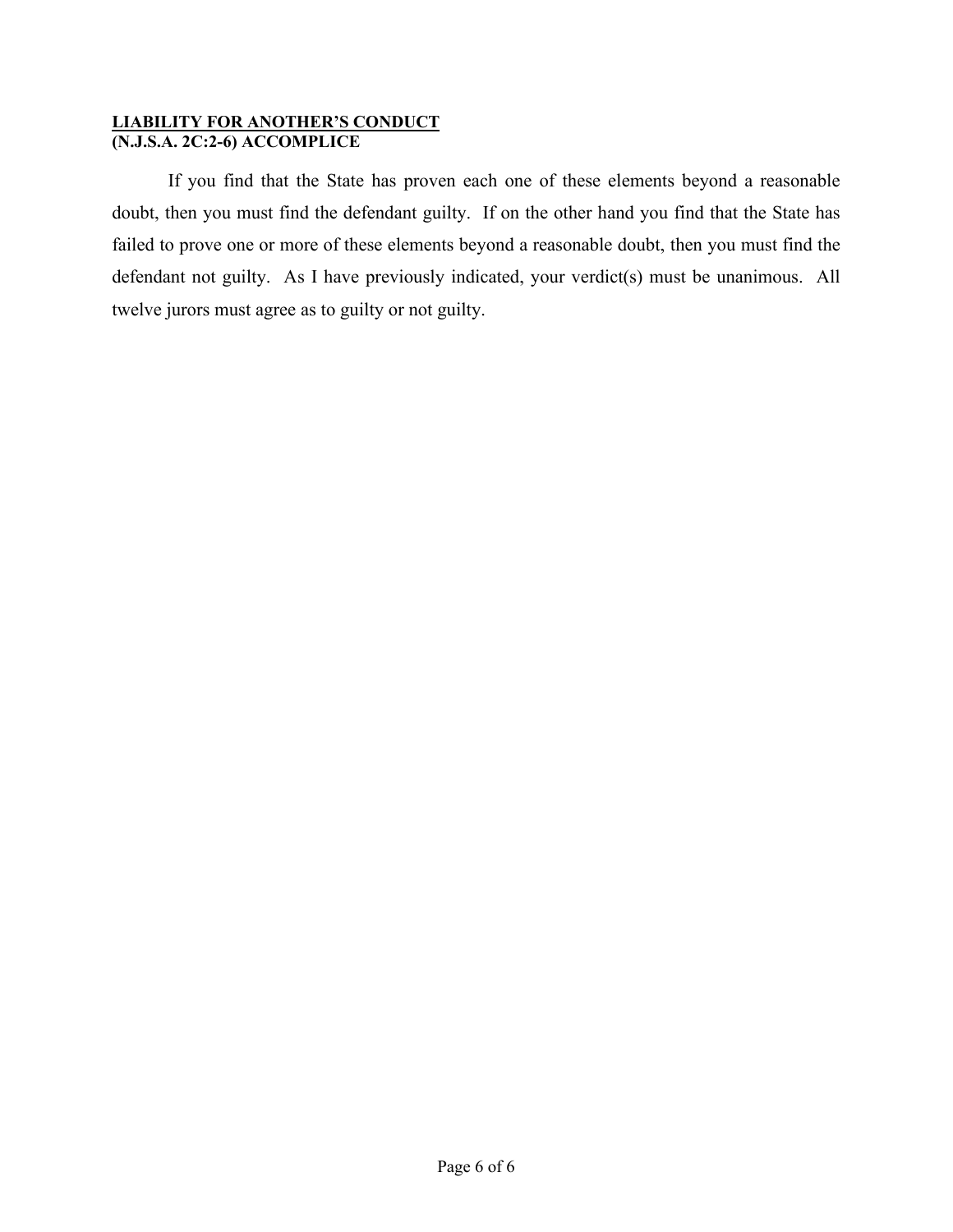If you find that the State has proven each one of these elements beyond a reasonable doubt, then you must find the defendant guilty. If on the other hand you find that the State has failed to prove one or more of these elements beyond a reasonable doubt, then you must find the defendant not guilty. As I have previously indicated, your verdict(s) must be unanimous. All twelve jurors must agree as to guilty or not guilty.